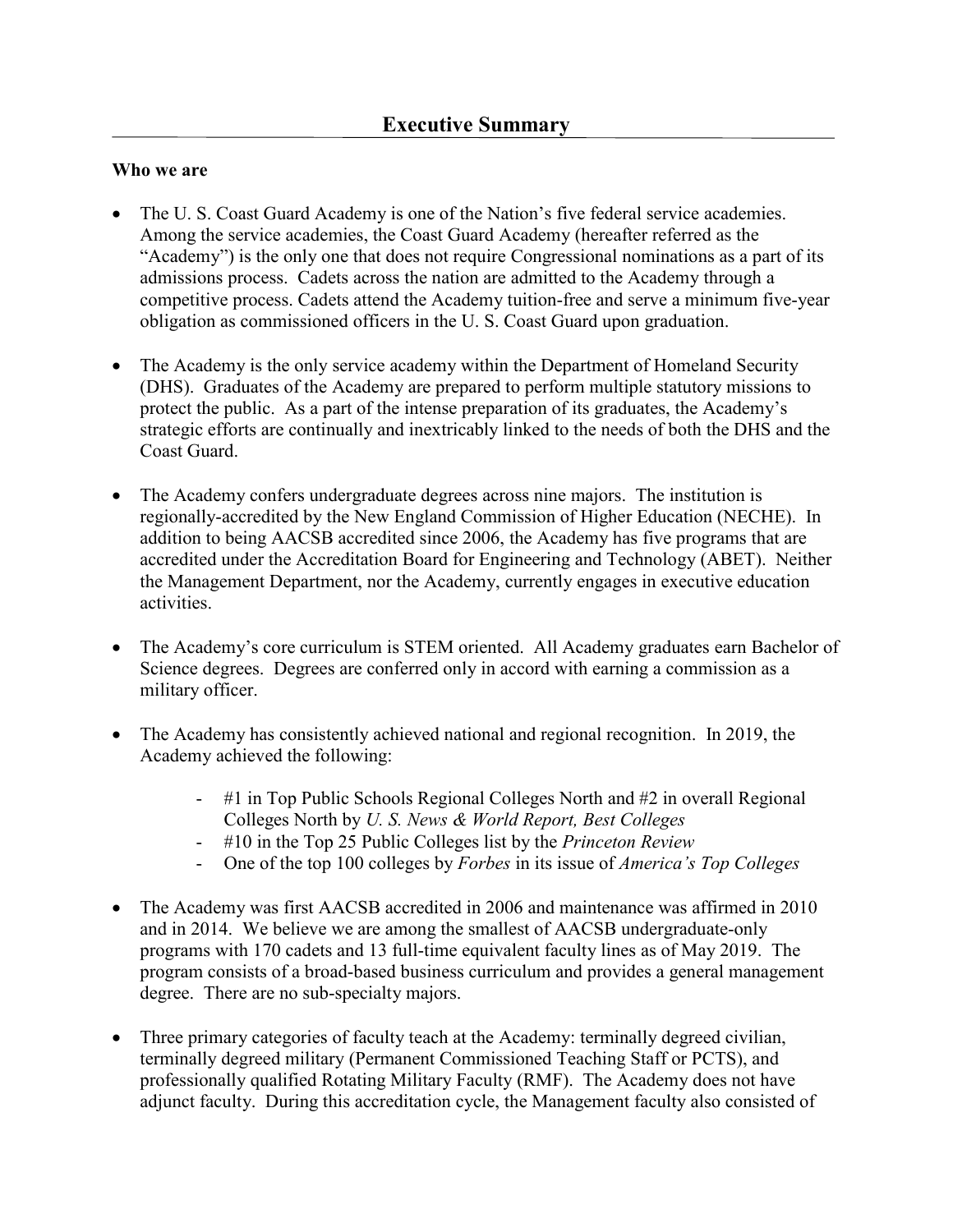# Executive Summary

**Who we are**

- The U. S. Coast Guard Academy is one of the Nation's five federal service academies. Among the service academies, the Coast Guard Academy (hereafter referred as the "Academy") is the only one that does not require Congressional nominations as a part of its admissions process. Cadets across the nation are admitted to the Academy through a competitive process. Cadets attend the Academy tuition-free and serve a minimum five-year obligation as commissioned officers in the U. S. Coast Guard upon graduation.

- The Academy is the only service academy within the Department of Homeland Security (DHS). Graduates of the Academy are prepared to perform multiple statutory missions to protect the public. As a part of the intense preparation of its graduates, the Academy's strategic efforts are continually and inextricably linked to the needs of both the DHS and the Coast Guard.

- The Academy confers undergraduate degrees across nine majors. The institution is regionally-accredited by the New England Commission of Higher Education (NECHE). In addition to being AACSB accredited since 2006, the Academy has five programs that are accredited under the Accreditation Board for Engineering and Technology (ABET). Neither the Management Department, nor the Academy, currently engages in executive education activities.

- The Academy's core curriculum is STEM oriented. All Academy graduates earn Bachelor of Science degrees. Degrees are conferred only in accord with earning a commission as a military officer.

- The Academy has consistently achieved national and regional recognition. In 2019, the Academy achieved the following:

    - #1 in Top Public Schools Regional Colleges North and #2 in overall Regional Colleges North by *U. S. News & World Report, Best Colleges*
    - #10 in the Top 25 Public Colleges list by the *Princeton Review*
    - One of the top 100 colleges by *Forbes* in its issue of *America's Top Colleges*

- The Academy was first AACSB accredited in 2006 and maintenance was affirmed in 2010 and in 2014. We believe we are among the smallest of AACSB undergraduate-only programs with 170 cadets and 13 full-time equivalent faculty lines as of May 2019. The program consists of a broad-based business curriculum and provides a general management degree. There are no sub-specialty majors.

- Three primary categories of faculty teach at the Academy: terminally degreed civilian, terminally degreed military (Permanent Commissioned Teaching Staff or PCTS), and professionally qualified Rotating Military Faculty (RMF). The Academy does not have adjunct faculty. During this accreditation cycle, the Management faculty also consisted of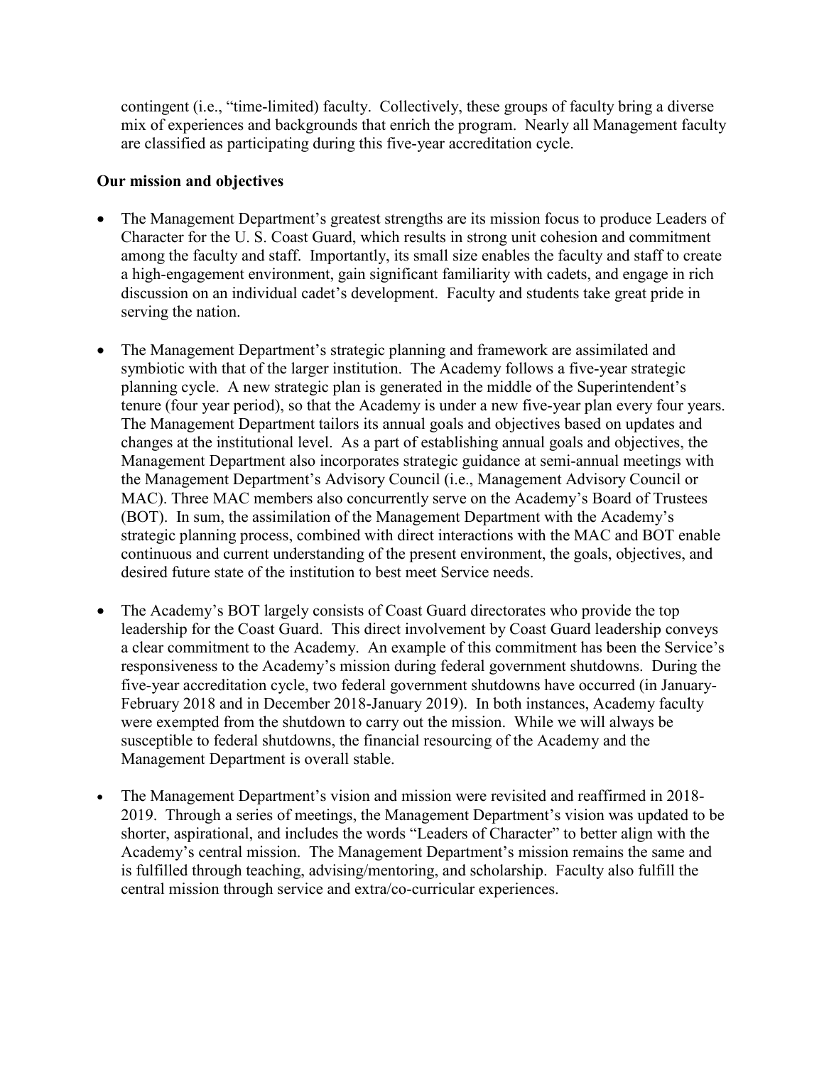contingent (i.e., "time-limited) faculty. Collectively, these groups of faculty bring a diverse mix of experiences and backgrounds that enrich the program. Nearly all Management faculty are classified as participating during this five-year accreditation cycle.

**Our mission and objectives**

- The Management Department's greatest strengths are its mission focus to produce Leaders of Character for the U. S. Coast Guard, which results in strong unit cohesion and commitment among the faculty and staff. Importantly, its small size enables the faculty and staff to create a high-engagement environment, gain significant familiarity with cadets, and engage in rich discussion on an individual cadet's development. Faculty and students take great pride in serving the nation.

- The Management Department's strategic planning and framework are assimilated and symbiotic with that of the larger institution. The Academy follows a five-year strategic planning cycle. A new strategic plan is generated in the middle of the Superintendent's tenure (four year period), so that the Academy is under a new five-year plan every four years. The Management Department tailors its annual goals and objectives based on updates and changes at the institutional level. As a part of establishing annual goals and objectives, the Management Department also incorporates strategic guidance at semi-annual meetings with the Management Department's Advisory Council (i.e., Management Advisory Council or MAC). Three MAC members also concurrently serve on the Academy's Board of Trustees (BOT). In sum, the assimilation of the Management Department with the Academy's strategic planning process, combined with direct interactions with the MAC and BOT enable continuous and current understanding of the present environment, the goals, objectives, and desired future state of the institution to best meet Service needs.

- The Academy's BOT largely consists of Coast Guard directorates who provide the top leadership for the Coast Guard. This direct involvement by Coast Guard leadership conveys a clear commitment to the Academy. An example of this commitment has been the Service's responsiveness to the Academy's mission during federal government shutdowns. During the five-year accreditation cycle, two federal government shutdowns have occurred (in January-February 2018 and in December 2018-January 2019). In both instances, Academy faculty were exempted from the shutdown to carry out the mission. While we will always be susceptible to federal shutdowns, the financial resourcing of the Academy and the Management Department is overall stable.

- The Management Department's vision and mission were revisited and reaffirmed in 2018-2019. Through a series of meetings, the Management Department's vision was updated to be shorter, aspirational, and includes the words "Leaders of Character" to better align with the Academy's central mission. The Management Department's mission remains the same and is fulfilled through teaching, advising/mentoring, and scholarship. Faculty also fulfill the central mission through service and extra/co-curricular experiences.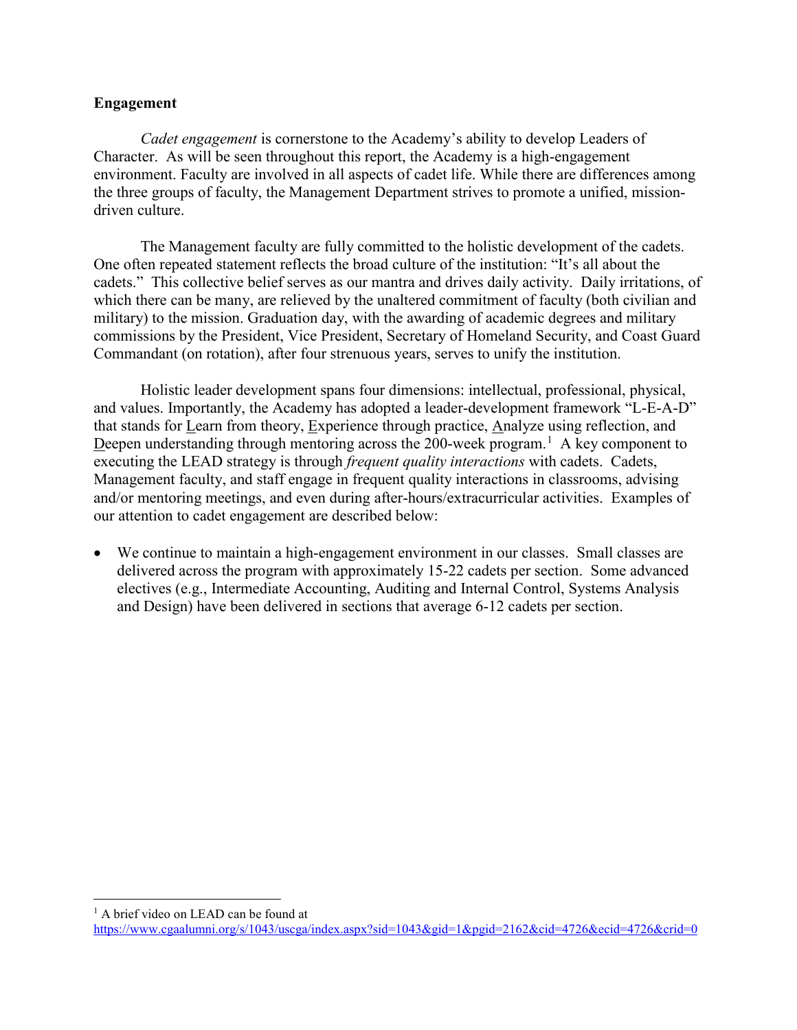**Engagement**

*Cadet engagement* is cornerstone to the Academy's ability to develop Leaders of Character. As will be seen throughout this report, the Academy is a high-engagement environment. Faculty are involved in all aspects of cadet life. While there are differences among the three groups of faculty, the Management Department strives to promote a unified, mission-driven culture.

The Management faculty are fully committed to the holistic development of the cadets. One often repeated statement reflects the broad culture of the institution: "It's all about the cadets." This collective belief serves as our mantra and drives daily activity. Daily irritations, of which there can be many, are relieved by the unaltered commitment of faculty (both civilian and military) to the mission. Graduation day, with the awarding of academic degrees and military commissions by the President, Vice President, Secretary of Homeland Security, and Coast Guard Commandant (on rotation), after four strenuous years, serves to unify the institution.

Holistic leader development spans four dimensions: intellectual, professional, physical, and values. Importantly, the Academy has adopted a leader-development framework "L-E-A-D" that stands for <u>L</u>earn from theory, <u>E</u>xperience through practice, <u>A</u>nalyze using reflection, and <u>D</u>eepen understanding through mentoring across the 200-week program.[1] A key component to executing the LEAD strategy is through *frequent quality interactions* with cadets. Cadets, Management faculty, and staff engage in frequent quality interactions in classrooms, advising and/or mentoring meetings, and even during after-hours/extracurricular activities. Examples of our attention to cadet engagement are described below:

- We continue to maintain a high-engagement environment in our classes. Small classes are delivered across the program with approximately 15-22 cadets per section. Some advanced electives (e.g., Intermediate Accounting, Auditing and Internal Control, Systems Analysis and Design) have been delivered in sections that average 6-12 cadets per section.

---

[1] A brief video on LEAD can be found at https://www.cgaalumni.org/s/1043/uscga/index.aspx?sid=1043&gid=1&pgid=2162&cid=4726&ecid=4726&crid=0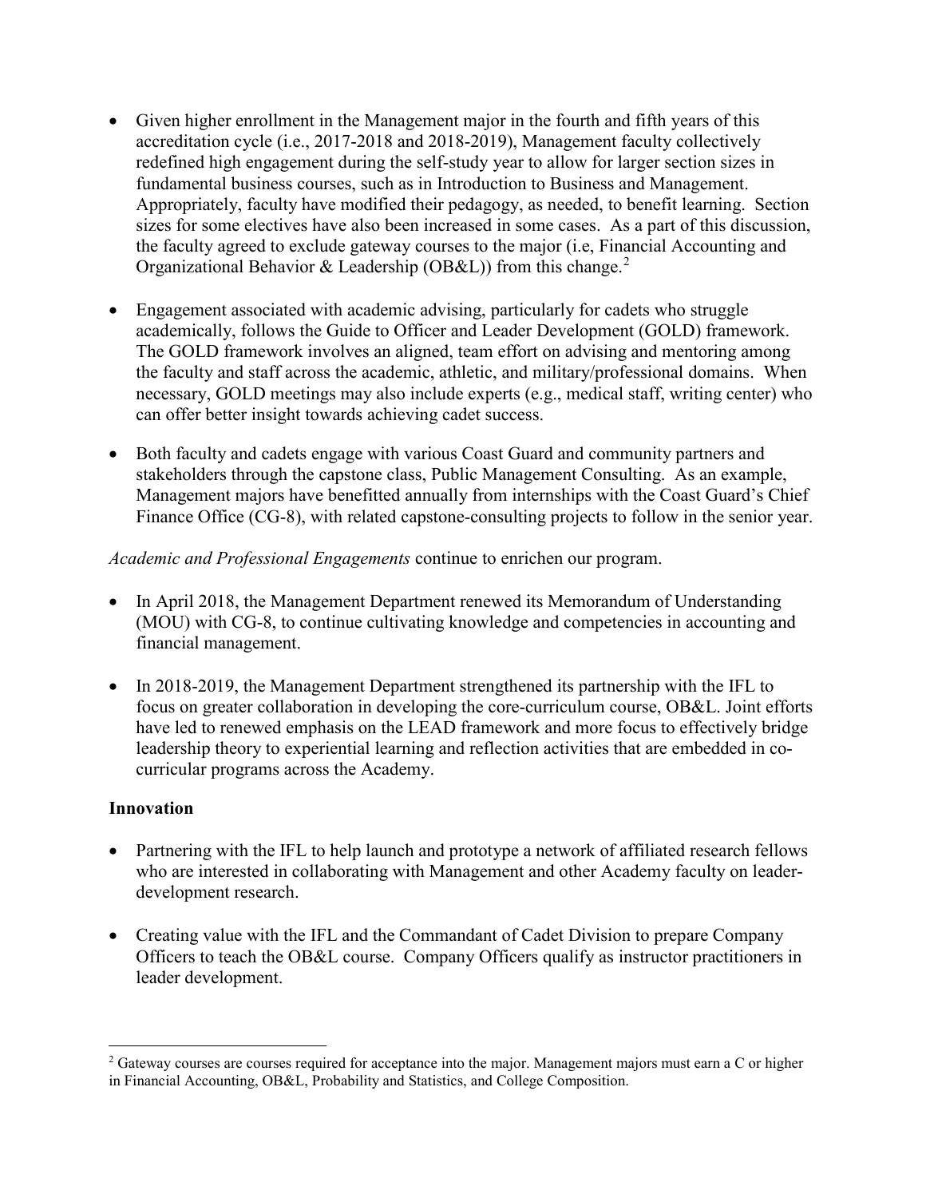- Given higher enrollment in the Management major in the fourth and fifth years of this accreditation cycle (i.e., 2017-2018 and 2018-2019), Management faculty collectively redefined high engagement during the self-study year to allow for larger section sizes in fundamental business courses, such as in Introduction to Business and Management. Appropriately, faculty have modified their pedagogy, as needed, to benefit learning. Section sizes for some electives have also been increased in some cases. As a part of this discussion, the faculty agreed to exclude gateway courses to the major (i.e, Financial Accounting and Organizational Behavior & Leadership (OB&L)) from this change.[2]

- Engagement associated with academic advising, particularly for cadets who struggle academically, follows the Guide to Officer and Leader Development (GOLD) framework. The GOLD framework involves an aligned, team effort on advising and mentoring among the faculty and staff across the academic, athletic, and military/professional domains. When necessary, GOLD meetings may also include experts (e.g., medical staff, writing center) who can offer better insight towards achieving cadet success.

- Both faculty and cadets engage with various Coast Guard and community partners and stakeholders through the capstone class, Public Management Consulting. As an example, Management majors have benefitted annually from internships with the Coast Guard's Chief Finance Office (CG-8), with related capstone-consulting projects to follow in the senior year.

*Academic and Professional Engagements* continue to enrichen our program.

- In April 2018, the Management Department renewed its Memorandum of Understanding (MOU) with CG-8, to continue cultivating knowledge and competencies in accounting and financial management.

- In 2018-2019, the Management Department strengthened its partnership with the IFL to focus on greater collaboration in developing the core-curriculum course, OB&L. Joint efforts have led to renewed emphasis on the LEAD framework and more focus to effectively bridge leadership theory to experiential learning and reflection activities that are embedded in co-curricular programs across the Academy.

**Innovation**

- Partnering with the IFL to help launch and prototype a network of affiliated research fellows who are interested in collaborating with Management and other Academy faculty on leader-development research.

- Creating value with the IFL and the Commandant of Cadet Division to prepare Company Officers to teach the OB&L course. Company Officers qualify as instructor practitioners in leader development.

[2] Gateway courses are courses required for acceptance into the major. Management majors must earn a C or higher in Financial Accounting, OB&L, Probability and Statistics, and College Composition.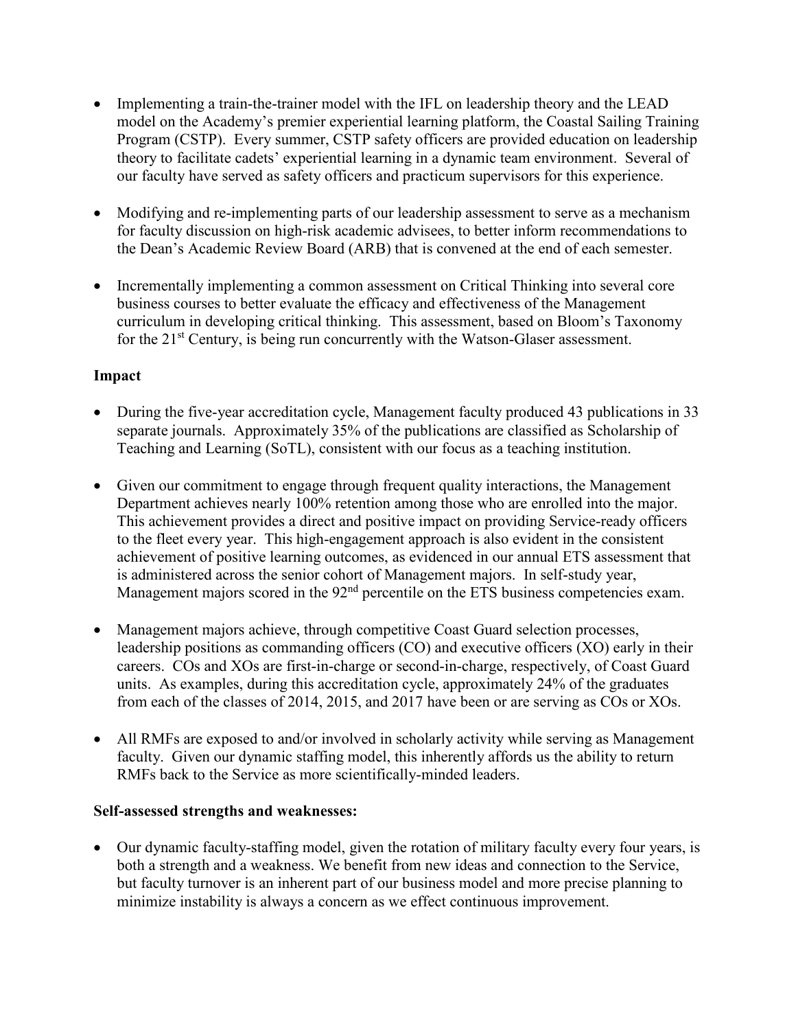- Implementing a train-the-trainer model with the IFL on leadership theory and the LEAD model on the Academy's premier experiential learning platform, the Coastal Sailing Training Program (CSTP). Every summer, CSTP safety officers are provided education on leadership theory to facilitate cadets' experiential learning in a dynamic team environment. Several of our faculty have served as safety officers and practicum supervisors for this experience.

- Modifying and re-implementing parts of our leadership assessment to serve as a mechanism for faculty discussion on high-risk academic advisees, to better inform recommendations to the Dean's Academic Review Board (ARB) that is convened at the end of each semester.

- Incrementally implementing a common assessment on Critical Thinking into several core business courses to better evaluate the efficacy and effectiveness of the Management curriculum in developing critical thinking. This assessment, based on Bloom's Taxonomy for the 21st Century, is being run concurrently with the Watson-Glaser assessment.

**Impact**

- During the five-year accreditation cycle, Management faculty produced 43 publications in 33 separate journals. Approximately 35% of the publications are classified as Scholarship of Teaching and Learning (SoTL), consistent with our focus as a teaching institution.

- Given our commitment to engage through frequent quality interactions, the Management Department achieves nearly 100% retention among those who are enrolled into the major. This achievement provides a direct and positive impact on providing Service-ready officers to the fleet every year. This high-engagement approach is also evident in the consistent achievement of positive learning outcomes, as evidenced in our annual ETS assessment that is administered across the senior cohort of Management majors. In self-study year, Management majors scored in the 92nd percentile on the ETS business competencies exam.

- Management majors achieve, through competitive Coast Guard selection processes, leadership positions as commanding officers (CO) and executive officers (XO) early in their careers. COs and XOs are first-in-charge or second-in-charge, respectively, of Coast Guard units. As examples, during this accreditation cycle, approximately 24% of the graduates from each of the classes of 2014, 2015, and 2017 have been or are serving as COs or XOs.

- All RMFs are exposed to and/or involved in scholarly activity while serving as Management faculty. Given our dynamic staffing model, this inherently affords us the ability to return RMFs back to the Service as more scientifically-minded leaders.

**Self-assessed strengths and weaknesses:**

- Our dynamic faculty-staffing model, given the rotation of military faculty every four years, is both a strength and a weakness. We benefit from new ideas and connection to the Service, but faculty turnover is an inherent part of our business model and more precise planning to minimize instability is always a concern as we effect continuous improvement.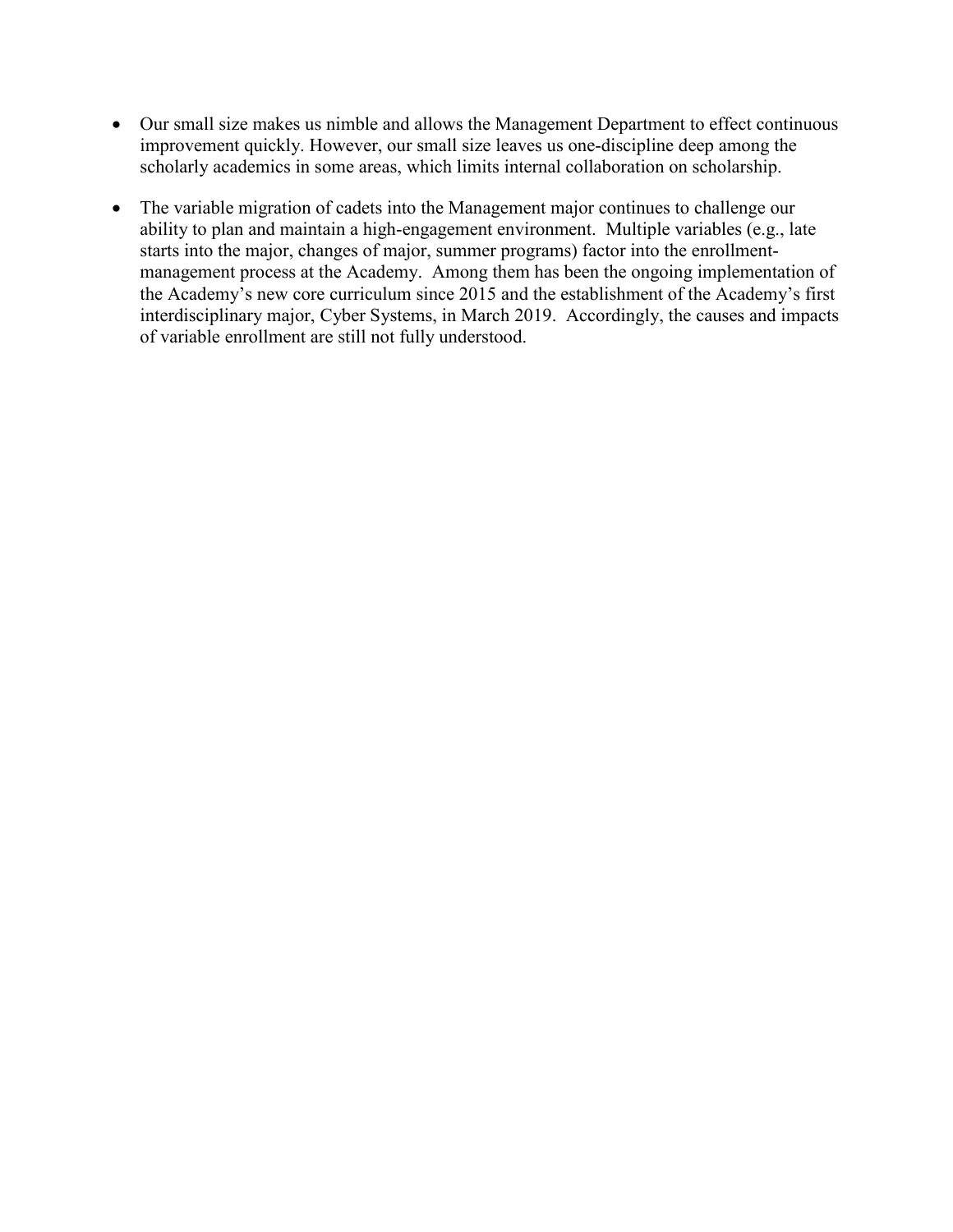- Our small size makes us nimble and allows the Management Department to effect continuous improvement quickly. However, our small size leaves us one-discipline deep among the scholarly academics in some areas, which limits internal collaboration on scholarship.

- The variable migration of cadets into the Management major continues to challenge our ability to plan and maintain a high-engagement environment. Multiple variables (e.g., late starts into the major, changes of major, summer programs) factor into the enrollment-management process at the Academy. Among them has been the ongoing implementation of the Academy's new core curriculum since 2015 and the establishment of the Academy's first interdisciplinary major, Cyber Systems, in March 2019. Accordingly, the causes and impacts of variable enrollment are still not fully understood.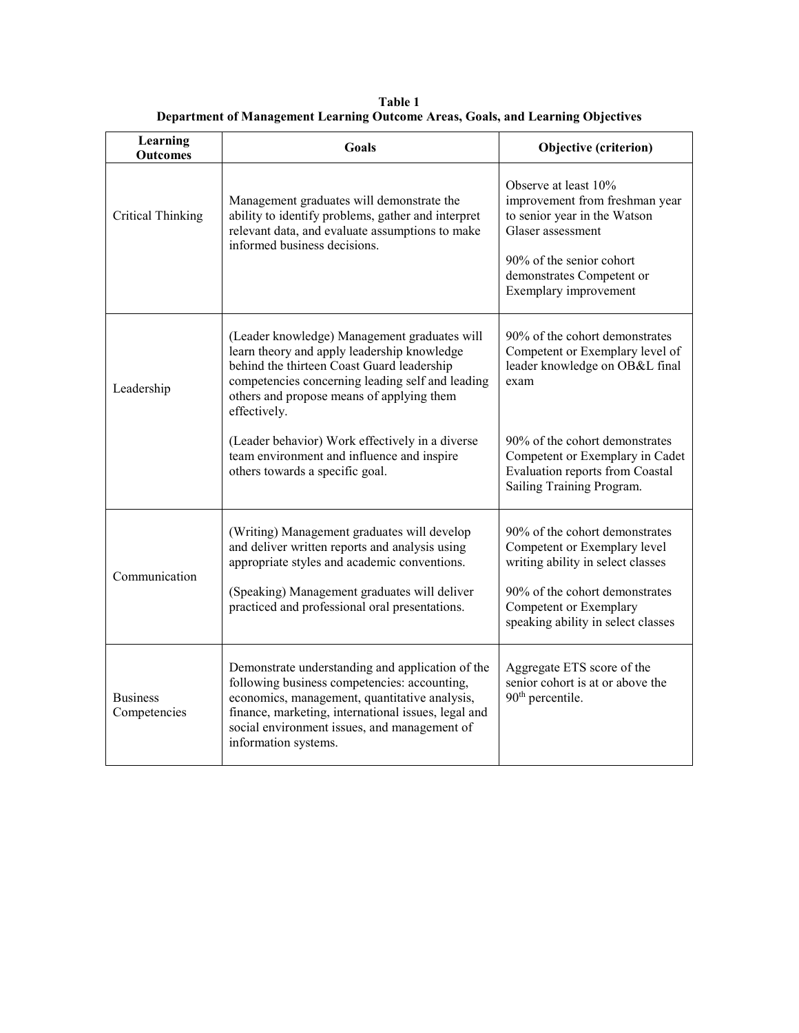**Table 1**
**Department of Management Learning Outcome Areas, Goals, and Learning Objectives**

| Learning Outcomes | Goals | Objective (criterion) |
|---|---|---|
| Critical Thinking | Management graduates will demonstrate the ability to identify problems, gather and interpret relevant data, and evaluate assumptions to make informed business decisions. | Observe at least 10% improvement from freshman year to senior year in the Watson Glaser assessment<br><br>90% of the senior cohort demonstrates Competent or Exemplary improvement |
| Leadership | (Leader knowledge) Management graduates will learn theory and apply leadership knowledge behind the thirteen Coast Guard leadership competencies concerning leading self and leading others and propose means of applying them effectively.<br><br>(Leader behavior) Work effectively in a diverse team environment and influence and inspire others towards a specific goal. | 90% of the cohort demonstrates Competent or Exemplary level of leader knowledge on OB&L final exam<br><br>90% of the cohort demonstrates Competent or Exemplary in Cadet Evaluation reports from Coastal Sailing Training Program. |
| Communication | (Writing) Management graduates will develop and deliver written reports and analysis using appropriate styles and academic conventions.<br><br>(Speaking) Management graduates will deliver practiced and professional oral presentations. | 90% of the cohort demonstrates Competent or Exemplary level writing ability in select classes<br><br>90% of the cohort demonstrates Competent or Exemplary speaking ability in select classes |
| Business Competencies | Demonstrate understanding and application of the following business competencies: accounting, economics, management, quantitative analysis, finance, marketing, international issues, legal and social environment issues, and management of information systems. | Aggregate ETS score of the senior cohort is at or above the 90th percentile. |